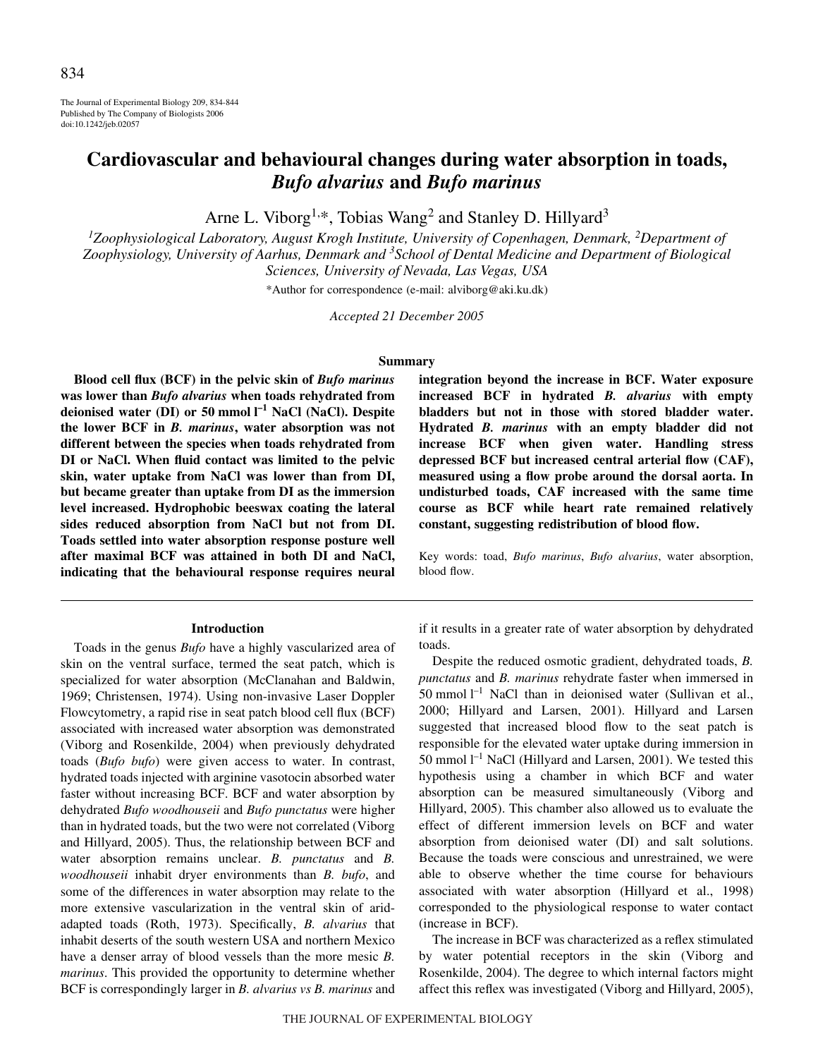# Cardiovascular and behavioural changes during water absorption in toads, *Bufo alvarius* and *Bufo marinus*

Arne L. Viborg[1,*], Tobias Wang[2] and Stanley D. Hillyard[3]

[1]Zoophysiological Laboratory, August Krogh Institute, University of Copenhagen, Denmark, [2]Department of Zoophysiology, University of Aarhus, Denmark and [3]School of Dental Medicine and Department of Biological Sciences, University of Nevada, Las Vegas, USA

*Author for correspondence (e-mail: alviborg@aki.ku.dk)

*Accepted 21 December 2005*

## Summary

**Blood cell flux (BCF) in the pelvic skin of *Bufo marinus* was lower than *Bufo alvarius* when toads rehydrated from deionised water (DI) or 50 mmol $l^{-1}$ NaCl (NaCl). Despite the lower BCF in *B. marinus*, water absorption was not different between the species when toads rehydrated from DI or NaCl. When fluid contact was limited to the pelvic skin, water uptake from NaCl was lower than from DI, but became greater than uptake from DI as the immersion level increased. Hydrophobic beeswax coating the lateral sides reduced absorption from NaCl but not from DI. Toads settled into water absorption response posture well after maximal BCF was attained in both DI and NaCl, indicating that the behavioural response requires neural integration beyond the increase in BCF. Water exposure increased BCF in hydrated *B. alvarius* with empty bladders but not in those with stored bladder water. Hydrated *B. marinus* with an empty bladder did not increase BCF when given water. Handling stress depressed BCF but increased central arterial flow (CAF), measured using a flow probe around the dorsal aorta. In undisturbed toads, CAF increased with the same time course as BCF while heart rate remained relatively constant, suggesting redistribution of blood flow.**

Key words: toad, *Bufo marinus*, *Bufo alvarius*, water absorption, blood flow.

## Introduction

Toads in the genus *Bufo* have a highly vascularized area of skin on the ventral surface, termed the seat patch, which is specialized for water absorption (McClanahan and Baldwin, 1969; Christensen, 1974). Using non-invasive Laser Doppler Flowcytometry, a rapid rise in seat patch blood cell flux (BCF) associated with increased water absorption was demonstrated (Viborg and Rosenkilde, 2004) when previously dehydrated toads (*Bufo bufo*) were given access to water. In contrast, hydrated toads injected with arginine vasotocin absorbed water faster without increasing BCF. BCF and water absorption by dehydrated *Bufo woodhouseii* and *Bufo punctatus* were higher than in hydrated toads, but the two were not correlated (Viborg and Hillyard, 2005). Thus, the relationship between BCF and water absorption remains unclear. *B. punctatus* and *B. woodhouseii* inhabit dryer environments than *B. bufo*, and some of the differences in water absorption may relate to the more extensive vascularization in the ventral skin of arid-adapted toads (Roth, 1973). Specifically, *B. alvarius* that inhabit deserts of the south western USA and northern Mexico have a denser array of blood vessels than the more mesic *B. marinus*. This provided the opportunity to determine whether BCF is correspondingly larger in *B. alvarius vs B. marinus* and if it results in a greater rate of water absorption by dehydrated toads.

Despite the reduced osmotic gradient, dehydrated toads, *B. punctatus* and *B. marinus* rehydrate faster when immersed in 50 mmol $l^{-1}$ NaCl than in deionised water (Sullivan et al., 2000; Hillyard and Larsen, 2001). Hillyard and Larsen suggested that increased blood flow to the seat patch is responsible for the elevated water uptake during immersion in 50 mmol $l^{-1}$ NaCl (Hillyard and Larsen, 2001). We tested this hypothesis using a chamber in which BCF and water absorption can be measured simultaneously (Viborg and Hillyard, 2005). This chamber also allowed us to evaluate the effect of different immersion levels on BCF and water absorption from deionised water (DI) and salt solutions. Because the toads were conscious and unrestrained, we were able to observe whether the time course for behaviours associated with water absorption (Hillyard et al., 1998) corresponded to the physiological response to water contact (increase in BCF).

The increase in BCF was characterized as a reflex stimulated by water potential receptors in the skin (Viborg and Rosenkilde, 2004). The degree to which internal factors might affect this reflex was investigated (Viborg and Hillyard, 2005),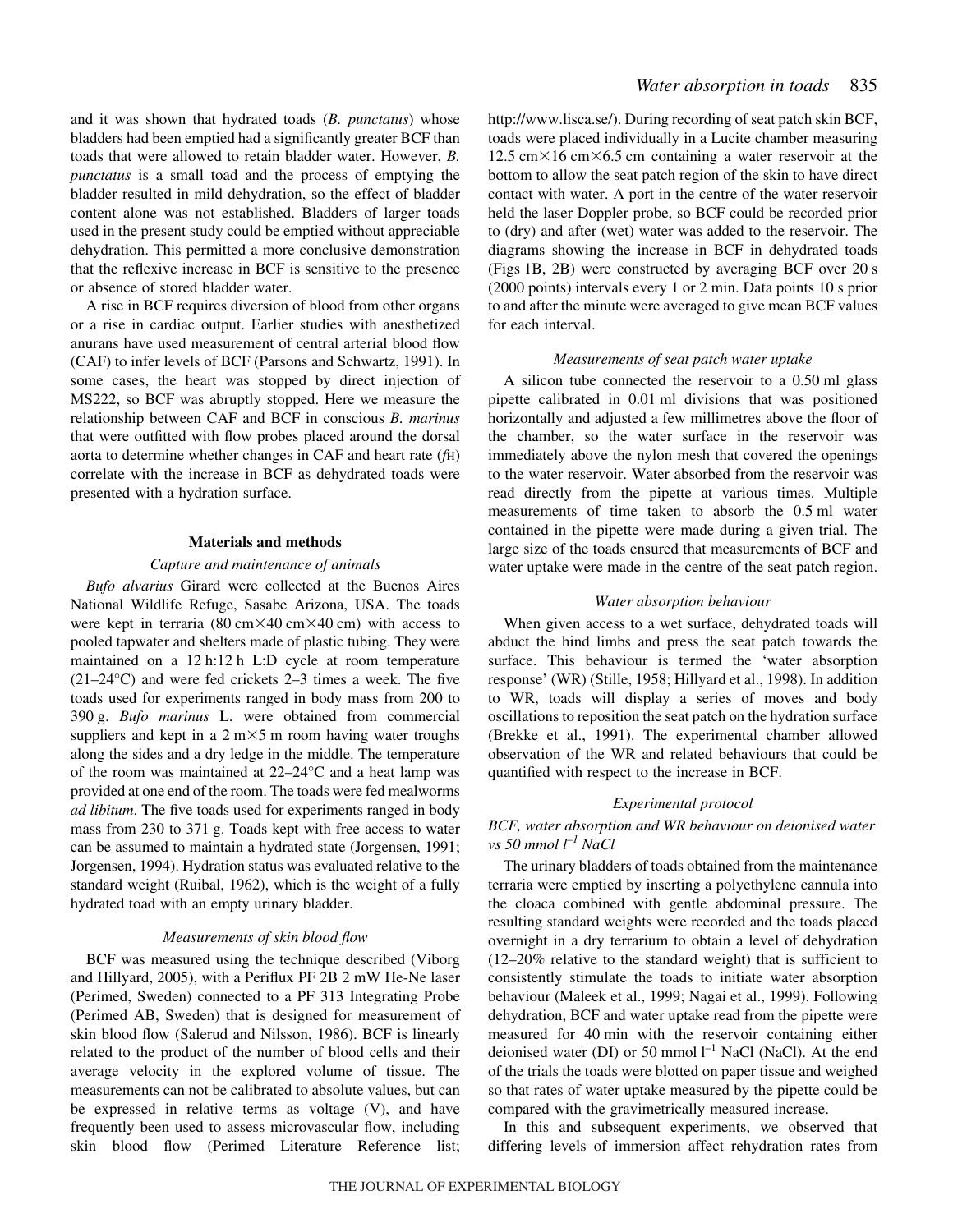and it was shown that hydrated toads (*B. punctatus*) whose bladders had been emptied had a significantly greater BCF than toads that were allowed to retain bladder water. However, *B. punctatus* is a small toad and the process of emptying the bladder resulted in mild dehydration, so the effect of bladder content alone was not established. Bladders of larger toads used in the present study could be emptied without appreciable dehydration. This permitted a more conclusive demonstration that the reflexive increase in BCF is sensitive to the presence or absence of stored bladder water.

A rise in BCF requires diversion of blood from other organs or a rise in cardiac output. Earlier studies with anesthetized anurans have used measurement of central arterial blood flow (CAF) to infer levels of BCF (Parsons and Schwartz, 1991). In some cases, the heart was stopped by direct injection of MS222, so BCF was abruptly stopped. Here we measure the relationship between CAF and BCF in conscious *B. marinus* that were outfitted with flow probes placed around the dorsal aorta to determine whether changes in CAF and heart rate ($f_H$) correlate with the increase in BCF as dehydrated toads were presented with a hydration surface.

## Materials and methods

### Capture and maintenance of animals

*Bufo alvarius* Girard were collected at the Buenos Aires National Wildlife Refuge, Sasabe Arizona, USA. The toads were kept in terraria (80 cm×40 cm×40 cm) with access to pooled tapwater and shelters made of plastic tubing. They were maintained on a 12 h:12 h L:D cycle at room temperature (21–24°C) and were fed crickets 2–3 times a week. The five toads used for experiments ranged in body mass from 200 to 390 g. *Bufo marinus* L. were obtained from commercial suppliers and kept in a 2 m×5 m room having water troughs along the sides and a dry ledge in the middle. The temperature of the room was maintained at 22–24°C and a heat lamp was provided at one end of the room. The toads were fed mealworms *ad libitum*. The five toads used for experiments ranged in body mass from 230 to 371 g. Toads kept with free access to water can be assumed to maintain a hydrated state (Jorgensen, 1991; Jorgensen, 1994). Hydration status was evaluated relative to the standard weight (Ruibal, 1962), which is the weight of a fully hydrated toad with an empty urinary bladder.

### Measurements of skin blood flow

BCF was measured using the technique described (Viborg and Hillyard, 2005), with a Periflux PF 2B 2 mW He-Ne laser (Perimed, Sweden) connected to a PF 313 Integrating Probe (Perimed AB, Sweden) that is designed for measurement of skin blood flow (Salerud and Nilsson, 1986). BCF is linearly related to the product of the number of blood cells and their average velocity in the explored volume of tissue. The measurements can not be calibrated to absolute values, but can be expressed in relative terms as voltage (V), and have frequently been used to assess microvascular flow, including skin blood flow (Perimed Literature Reference list; http://www.lisca.se/). During recording of seat patch skin BCF, toads were placed individually in a Lucite chamber measuring 12.5 cm×16 cm×6.5 cm containing a water reservoir at the bottom to allow the seat patch region of the skin to have direct contact with water. A port in the centre of the water reservoir held the laser Doppler probe, so BCF could be recorded prior to (dry) and after (wet) water was added to the reservoir. The diagrams showing the increase in BCF in dehydrated toads (Figs 1B, 2B) were constructed by averaging BCF over 20 s (2000 points) intervals every 1 or 2 min. Data points 10 s prior to and after the minute were averaged to give mean BCF values for each interval.

### Measurements of seat patch water uptake

A silicon tube connected the reservoir to a 0.50 ml glass pipette calibrated in 0.01 ml divisions that was positioned horizontally and adjusted a few millimetres above the floor of the chamber, so the water surface in the reservoir was immediately above the nylon mesh that covered the openings to the water reservoir. Water absorbed from the reservoir was read directly from the pipette at various times. Multiple measurements of time taken to absorb the 0.5 ml water contained in the pipette were made during a given trial. The large size of the toads ensured that measurements of BCF and water uptake were made in the centre of the seat patch region.

### Water absorption behaviour

When given access to a wet surface, dehydrated toads will abduct the hind limbs and press the seat patch towards the surface. This behaviour is termed the 'water absorption response' (WR) (Stille, 1958; Hillyard et al., 1998). In addition to WR, toads will display a series of moves and body oscillations to reposition the seat patch on the hydration surface (Brekke et al., 1991). The experimental chamber allowed observation of the WR and related behaviours that could be quantified with respect to the increase in BCF.

### Experimental protocol

#### BCF, water absorption and WR behaviour on deionised water vs 50 mmol $l^{-1}$ NaCl

The urinary bladders of toads obtained from the maintenance terraria were emptied by inserting a polyethylene cannula into the cloaca combined with gentle abdominal pressure. The resulting standard weights were recorded and the toads placed overnight in a dry terrarium to obtain a level of dehydration (12–20% relative to the standard weight) that is sufficient to consistently stimulate the toads to initiate water absorption behaviour (Maleek et al., 1999; Nagai et al., 1999). Following dehydration, BCF and water uptake read from the pipette were measured for 40 min with the reservoir containing either deionised water (DI) or 50 mmol $l^{-1}$ NaCl (NaCl). At the end of the trials the toads were blotted on paper tissue and weighed so that rates of water uptake measured by the pipette could be compared with the gravimetrically measured increase.

In this and subsequent experiments, we observed that differing levels of immersion affect rehydration rates from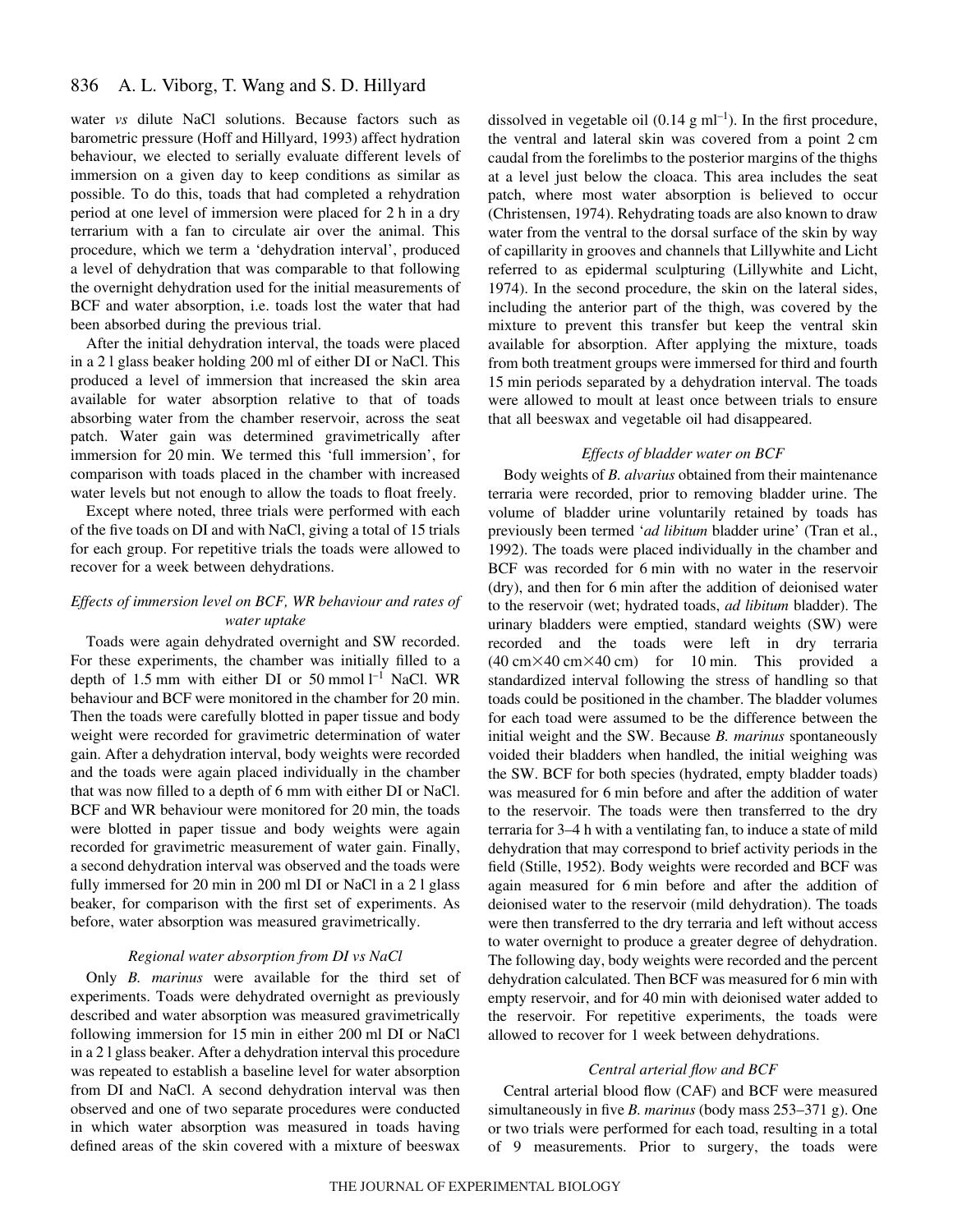water *vs* dilute NaCl solutions. Because factors such as barometric pressure (Hoff and Hillyard, 1993) affect hydration behaviour, we elected to serially evaluate different levels of immersion on a given day to keep conditions as similar as possible. To do this, toads that had completed a rehydration period at one level of immersion were placed for 2 h in a dry terrarium with a fan to circulate air over the animal. This procedure, which we term a 'dehydration interval', produced a level of dehydration that was comparable to that following the overnight dehydration used for the initial measurements of BCF and water absorption, i.e. toads lost the water that had been absorbed during the previous trial.

After the initial dehydration interval, the toads were placed in a 2 l glass beaker holding 200 ml of either DI or NaCl. This produced a level of immersion that increased the skin area available for water absorption relative to that of toads absorbing water from the chamber reservoir, across the seat patch. Water gain was determined gravimetrically after immersion for 20 min. We termed this 'full immersion', for comparison with toads placed in the chamber with increased water levels but not enough to allow the toads to float freely.

Except where noted, three trials were performed with each of the five toads on DI and with NaCl, giving a total of 15 trials for each group. For repetitive trials the toads were allowed to recover for a week between dehydrations.

### *Effects of immersion level on BCF, WR behaviour and rates of water uptake*

Toads were again dehydrated overnight and SW recorded. For these experiments, the chamber was initially filled to a depth of 1.5 mm with either DI or 50 mmol $l^{-1}$ NaCl. WR behaviour and BCF were monitored in the chamber for 20 min. Then the toads were carefully blotted in paper tissue and body weight were recorded for gravimetric determination of water gain. After a dehydration interval, body weights were recorded and the toads were again placed individually in the chamber that was now filled to a depth of 6 mm with either DI or NaCl. BCF and WR behaviour were monitored for 20 min, the toads were blotted in paper tissue and body weights were again recorded for gravimetric measurement of water gain. Finally, a second dehydration interval was observed and the toads were fully immersed for 20 min in 200 ml DI or NaCl in a 2 l glass beaker, for comparison with the first set of experiments. As before, water absorption was measured gravimetrically.

### *Regional water absorption from DI vs NaCl*

Only *B. marinus* were available for the third set of experiments. Toads were dehydrated overnight as previously described and water absorption was measured gravimetrically following immersion for 15 min in either 200 ml DI or NaCl in a 2 l glass beaker. After a dehydration interval this procedure was repeated to establish a baseline level for water absorption from DI and NaCl. A second dehydration interval was then observed and one of two separate procedures were conducted in which water absorption was measured in toads having defined areas of the skin covered with a mixture of beeswax dissolved in vegetable oil (0.14 g $ml^{-1}$). In the first procedure, the ventral and lateral skin was covered from a point 2 cm caudal from the forelimbs to the posterior margins of the thighs at a level just below the cloaca. This area includes the seat patch, where most water absorption is believed to occur (Christensen, 1974). Rehydrating toads are also known to draw water from the ventral to the dorsal surface of the skin by way of capillarity in grooves and channels that Lillywhite and Licht referred to as epidermal sculpturing (Lillywhite and Licht, 1974). In the second procedure, the skin on the lateral sides, including the anterior part of the thigh, was covered by the mixture to prevent this transfer but keep the ventral skin available for absorption. After applying the mixture, toads from both treatment groups were immersed for third and fourth 15 min periods separated by a dehydration interval. The toads were allowed to moult at least once between trials to ensure that all beeswax and vegetable oil had disappeared.

### *Effects of bladder water on BCF*

Body weights of *B. alvarius* obtained from their maintenance terraria were recorded, prior to removing bladder urine. The volume of bladder urine voluntarily retained by toads has previously been termed '*ad libitum* bladder urine' (Tran et al., 1992). The toads were placed individually in the chamber and BCF was recorded for 6 min with no water in the reservoir (dry), and then for 6 min after the addition of deionised water to the reservoir (wet; hydrated toads, *ad libitum* bladder). The urinary bladders were emptied, standard weights (SW) were recorded and the toads were left in dry terraria (40 cm×40 cm×40 cm) for 10 min. This provided a standardized interval following the stress of handling so that toads could be positioned in the chamber. The bladder volumes for each toad were assumed to be the difference between the initial weight and the SW. Because *B. marinus* spontaneously voided their bladders when handled, the initial weighing was the SW. BCF for both species (hydrated, empty bladder toads) was measured for 6 min before and after the addition of water to the reservoir. The toads were then transferred to the dry terraria for 3–4 h with a ventilating fan, to induce a state of mild dehydration that may correspond to brief activity periods in the field (Stille, 1952). Body weights were recorded and BCF was again measured for 6 min before and after the addition of deionised water to the reservoir (mild dehydration). The toads were then transferred to the dry terraria and left without access to water overnight to produce a greater degree of dehydration. The following day, body weights were recorded and the percent dehydration calculated. Then BCF was measured for 6 min with empty reservoir, and for 40 min with deionised water added to the reservoir. For repetitive experiments, the toads were allowed to recover for 1 week between dehydrations.

### *Central arterial flow and BCF*

Central arterial blood flow (CAF) and BCF were measured simultaneously in five *B. marinus* (body mass 253–371 g). One or two trials were performed for each toad, resulting in a total of 9 measurements. Prior to surgery, the toads were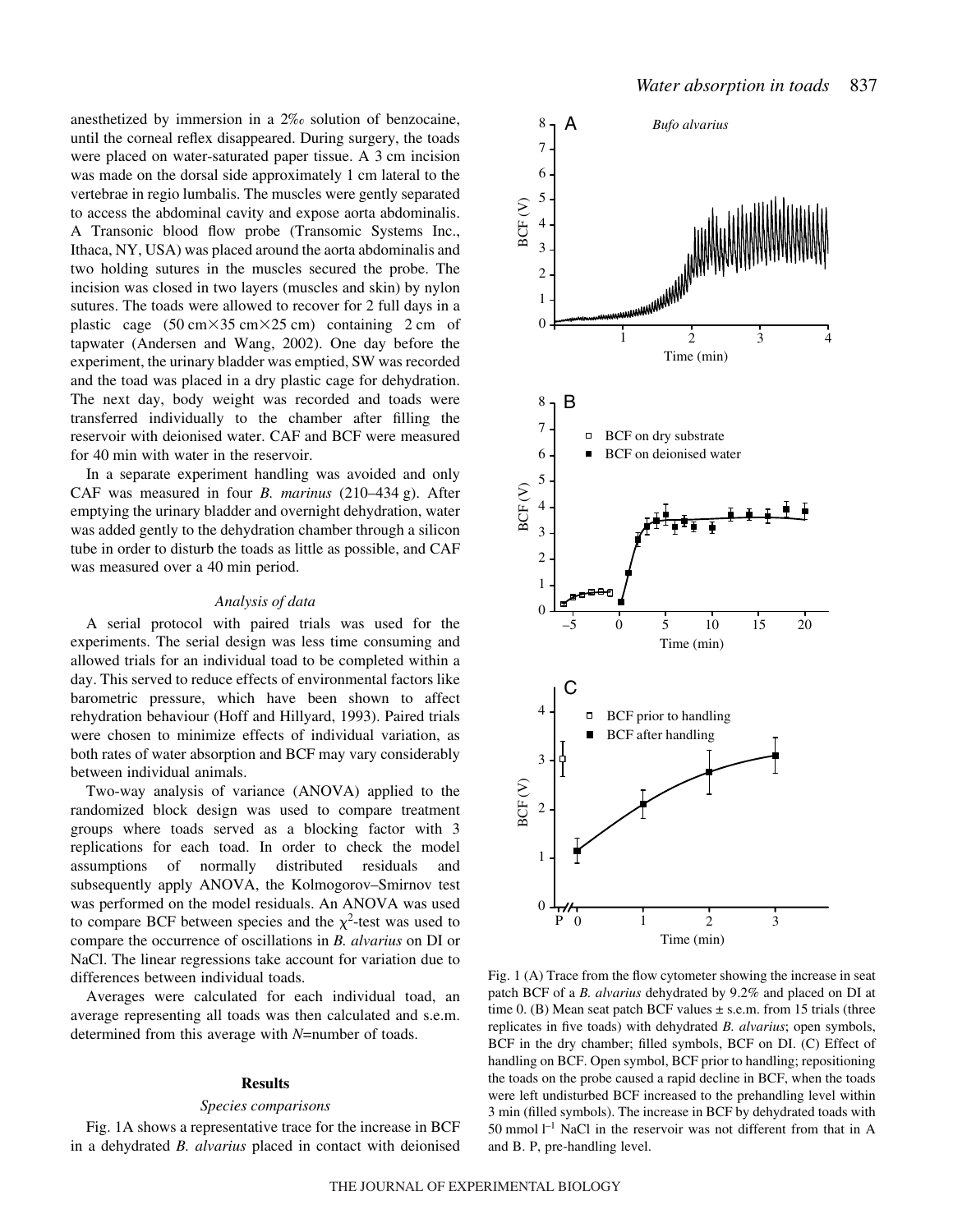anesthetized by immersion in a 2‰ solution of benzocaine, until the corneal reflex disappeared. During surgery, the toads were placed on water-saturated paper tissue. A 3 cm incision was made on the dorsal side approximately 1 cm lateral to the vertebrae in regio lumbalis. The muscles were gently separated to access the abdominal cavity and expose aorta abdominalis. A Transonic blood flow probe (Transomic Systems Inc., Ithaca, NY, USA) was placed around the aorta abdominalis and two holding sutures in the muscles secured the probe. The incision was closed in two layers (muscles and skin) by nylon sutures. The toads were allowed to recover for 2 full days in a plastic cage (50 cm×35 cm×25 cm) containing 2 cm of tapwater (Andersen and Wang, 2002). One day before the experiment, the urinary bladder was emptied, SW was recorded and the toad was placed in a dry plastic cage for dehydration. The next day, body weight was recorded and toads were transferred individually to the chamber after filling the reservoir with deionised water. CAF and BCF were measured for 40 min with water in the reservoir.

In a separate experiment handling was avoided and only CAF was measured in four *B. marinus* (210–434 g). After emptying the urinary bladder and overnight dehydration, water was added gently to the dehydration chamber through a silicon tube in order to disturb the toads as little as possible, and CAF was measured over a 40 min period.

### *Analysis of data*

A serial protocol with paired trials was used for the experiments. The serial design was less time consuming and allowed trials for an individual toad to be completed within a day. This served to reduce effects of environmental factors like barometric pressure, which have been shown to affect rehydration behaviour (Hoff and Hillyard, 1993). Paired trials were chosen to minimize effects of individual variation, as both rates of water absorption and BCF may vary considerably between individual animals.

Two-way analysis of variance (ANOVA) applied to the randomized block design was used to compare treatment groups where toads served as a blocking factor with 3 replications for each toad. In order to check the model assumptions of normally distributed residuals and subsequently apply ANOVA, the Kolmogorov–Smirnov test was performed on the model residuals. An ANOVA was used to compare BCF between species and the $\chi^2$-test was used to compare the occurrence of oscillations in *B. alvarius* on DI or NaCl. The linear regressions take account for variation due to differences between individual toads.

Averages were calculated for each individual toad, an average representing all toads was then calculated and s.e.m. determined from this average with *N*=number of toads.

## Results

### *Species comparisons*

Fig. 1A shows a representative trace for the increase in BCF in a dehydrated *B. alvarius* placed in contact with deionised

Fig. 1 (A) Trace from the flow cytometer showing the increase in seat patch BCF of a *B. alvarius* dehydrated by 9.2% and placed on DI at time 0. (B) Mean seat patch BCF values ± s.e.m. from 15 trials (three replicates in five toads) with dehydrated *B. alvarius*; open symbols, BCF in the dry chamber; filled symbols, BCF on DI. (C) Effect of handling on BCF. Open symbol, BCF prior to handling; repositioning the toads on the probe caused a rapid decline in BCF, when the toads were left undisturbed BCF increased to the prehandling level within 3 min (filled symbols). The increase in BCF by dehydrated toads with 50 mmol l$^{-1}$ NaCl in the reservoir was not different from that in A and B. P, pre-handling level.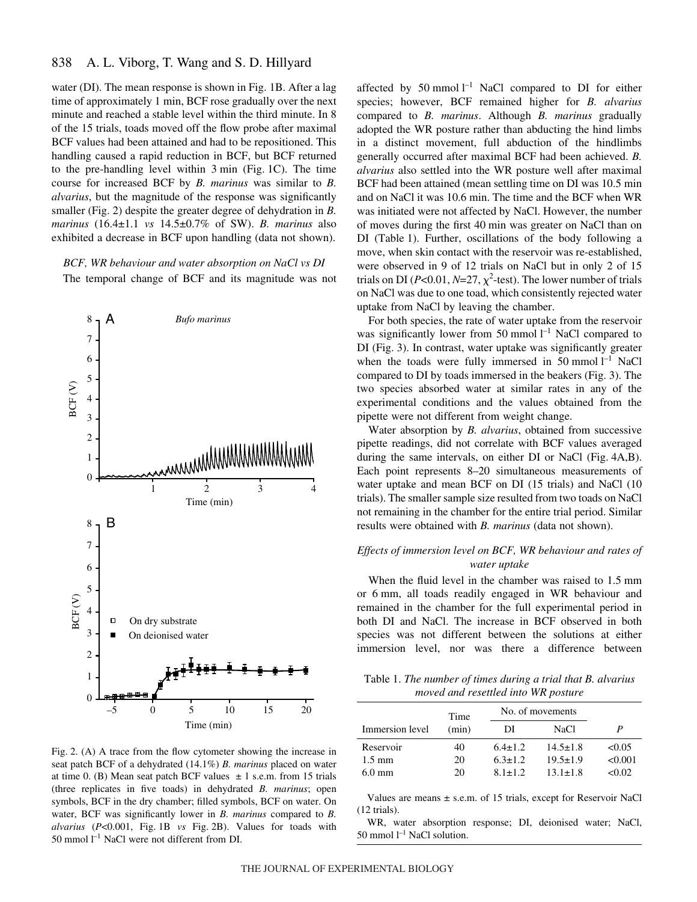water (DI). The mean response is shown in Fig. 1B. After a lag time of approximately 1 min, BCF rose gradually over the next minute and reached a stable level within the third minute. In 8 of the 15 trials, toads moved off the flow probe after maximal BCF values had been attained and had to be repositioned. This handling caused a rapid reduction in BCF, but BCF returned to the pre-handling level within 3 min (Fig. 1C). The time course for increased BCF by *B. marinus* was similar to *B. alvarius*, but the magnitude of the response was significantly smaller (Fig. 2) despite the greater degree of dehydration in *B. marinus* (16.4±1.1 *vs* 14.5±0.7% of SW). *B. marinus* also exhibited a decrease in BCF upon handling (data not shown).

### *BCF, WR behaviour and water absorption on NaCl vs DI*

The temporal change of BCF and its magnitude was not affected by 50 mmol $l^{-1}$ NaCl compared to DI for either species; however, BCF remained higher for *B. alvarius* compared to *B. marinus*. Although *B. marinus* gradually adopted the WR posture rather than abducting the hind limbs in a distinct movement, full abduction of the hindlimbs generally occurred after maximal BCF had been achieved. *B. alvarius* also settled into the WR posture well after maximal BCF had been attained (mean settling time on DI was 10.5 min and on NaCl it was 10.6 min. The time and the BCF when WR was initiated were not affected by NaCl. However, the number of moves during the first 40 min was greater on NaCl than on DI (Table 1). Further, oscillations of the body following a move, when skin contact with the reservoir was re-established, were observed in 9 of 12 trials on NaCl but in only 2 of 15 trials on DI ($P<0.01$, $N=27$, $\chi^2$-test). The lower number of trials on NaCl was due to one toad, which consistently rejected water uptake from NaCl by leaving the chamber.

For both species, the rate of water uptake from the reservoir was significantly lower from 50 mmol $l^{-1}$ NaCl compared to DI (Fig. 3). In contrast, water uptake was significantly greater when the toads were fully immersed in 50 mmol $l^{-1}$ NaCl compared to DI by toads immersed in the beakers (Fig. 3). The two species absorbed water at similar rates in any of the experimental conditions and the values obtained from the pipette were not different from weight change.

Water absorption by *B. alvarius*, obtained from successive pipette readings, did not correlate with BCF values averaged during the same intervals, on either DI or NaCl (Fig. 4A,B). Each point represents 8–20 simultaneous measurements of water uptake and mean BCF on DI (15 trials) and NaCl (10 trials). The smaller sample size resulted from two toads on NaCl not remaining in the chamber for the entire trial period. Similar results were obtained with *B. marinus* (data not shown).

### *Effects of immersion level on BCF, WR behaviour and rates of water uptake*

When the fluid level in the chamber was raised to 1.5 mm or 6 mm, all toads readily engaged in WR behaviour and remained in the chamber for the full experimental period in both DI and NaCl. The increase in BCF observed in both species was not different between the solutions at either immersion level, nor was there a difference between

Fig. 2. (A) A trace from the flow cytometer showing the increase in seat patch BCF of a dehydrated (14.1%) *B. marinus* placed on water at time 0. (B) Mean seat patch BCF values ± 1 s.e.m. from 15 trials (three replicates in five toads) in dehydrated *B. marinus*; open symbols, BCF in the dry chamber; filled symbols, BCF on water. On water, BCF was significantly lower in *B. marinus* compared to *B. alvarius* ($P<0.001$, Fig. 1B *vs* Fig. 2B). Values for toads with 50 mmol $l^{-1}$ NaCl were not different from DI.

Table 1. *The number of times during a trial that B. alvarius moved and resettled into WR posture*

| Immersion level | Time (min) | No. of movements | | *P* |
|---|---|---|---|---|
| | | DI | NaCl | |
| Reservoir | 40 | 6.4±1.2 | 14.5±1.8 | <0.05 |
| 1.5 mm | 20 | 6.3±1.2 | 19.5±1.9 | <0.001 |
| 6.0 mm | 20 | 8.1±1.2 | 13.1±1.8 | <0.02 |

Values are means ± s.e.m. of 15 trials, except for Reservoir NaCl (12 trials).

WR, water absorption response; DI, deionised water; NaCl, 50 mmol $l^{-1}$ NaCl solution.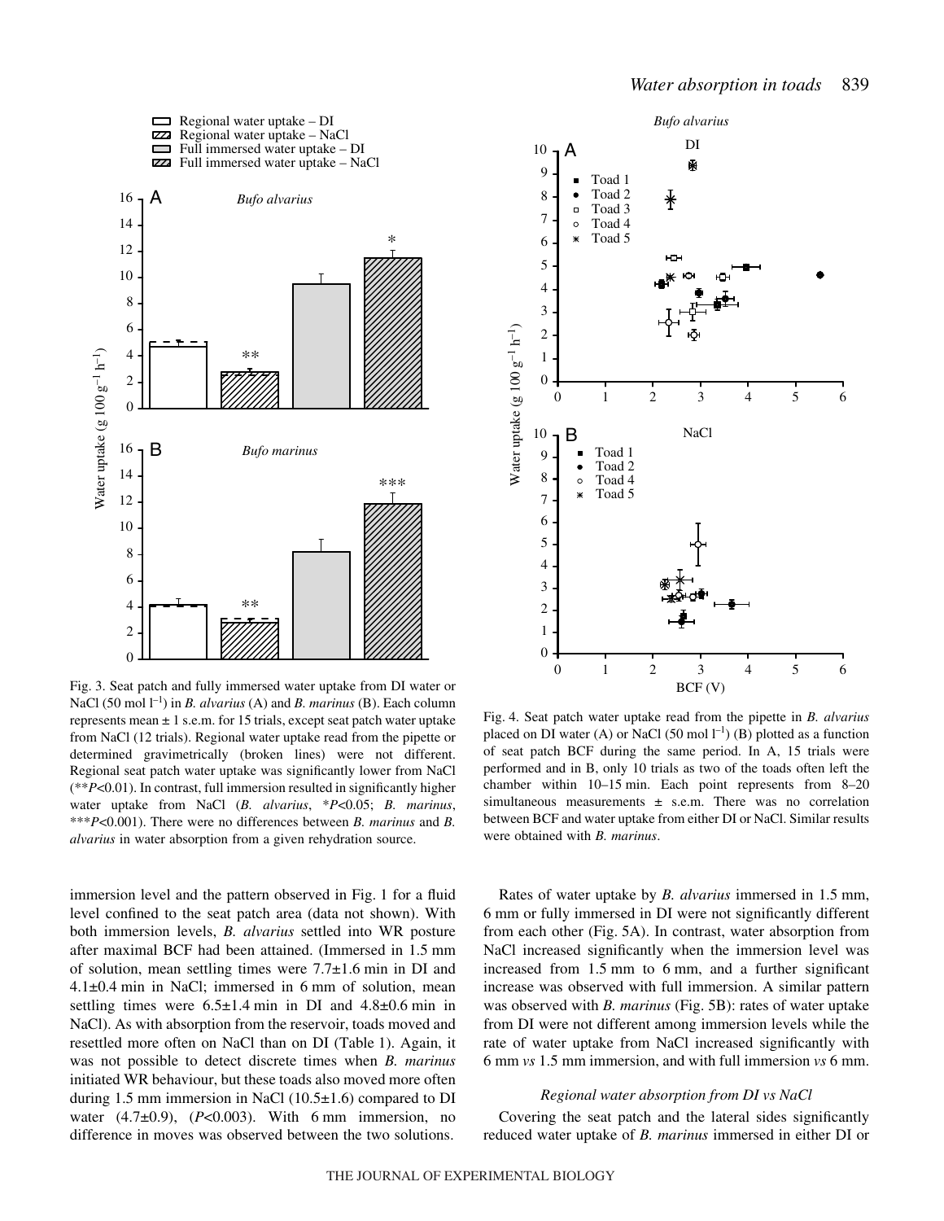Fig. 3. Seat patch and fully immersed water uptake from DI water or NaCl (50 mol $l^{-1}$) in *B. alvarius* (A) and *B. marinus* (B). Each column represents mean ± 1 s.e.m. for 15 trials, except seat patch water uptake from NaCl (12 trials). Regional water uptake read from the pipette or determined gravimetrically (broken lines) were not different. Regional seat patch water uptake was significantly lower from NaCl (\*\*$P$<0.01). In contrast, full immersion resulted in significantly higher water uptake from NaCl (*B. alvarius*, \*$P$<0.05; *B. marinus*, \*\*\*$P$<0.001). There were no differences between *B. marinus* and *B. alvarius* in water absorption from a given rehydration source.

Fig. 4. Seat patch water uptake read from the pipette in *B. alvarius* placed on DI water (A) or NaCl (50 mol $l^{-1}$) (B) plotted as a function of seat patch BCF during the same period. In A, 15 trials were performed and in B, only 10 trials as two of the toads often left the chamber within 10–15 min. Each point represents from 8–20 simultaneous measurements ± s.e.m. There was no correlation between BCF and water uptake from either DI or NaCl. Similar results were obtained with *B. marinus*.

immersion level and the pattern observed in Fig. 1 for a fluid level confined to the seat patch area (data not shown). With both immersion levels, *B. alvarius* settled into WR posture after maximal BCF had been attained. (Immersed in 1.5 mm of solution, mean settling times were 7.7±1.6 min in DI and 4.1±0.4 min in NaCl; immersed in 6 mm of solution, mean settling times were 6.5±1.4 min in DI and 4.8±0.6 min in NaCl). As with absorption from the reservoir, toads moved and resettled more often on NaCl than on DI (Table 1). Again, it was not possible to detect discrete times when *B. marinus* initiated WR behaviour, but these toads also moved more often during 1.5 mm immersion in NaCl (10.5±1.6) compared to DI water (4.7±0.9), ($P$<0.003). With 6 mm immersion, no difference in moves was observed between the two solutions.

Rates of water uptake by *B. alvarius* immersed in 1.5 mm, 6 mm or fully immersed in DI were not significantly different from each other (Fig. 5A). In contrast, water absorption from NaCl increased significantly when the immersion level was increased from 1.5 mm to 6 mm, and a further significant increase was observed with full immersion. A similar pattern was observed with *B. marinus* (Fig. 5B): rates of water uptake from DI were not different among immersion levels while the rate of water uptake from NaCl increased significantly with 6 mm *vs* 1.5 mm immersion, and with full immersion *vs* 6 mm.

### *Regional water absorption from DI vs NaCl*

Covering the seat patch and the lateral sides significantly reduced water uptake of *B. marinus* immersed in either DI or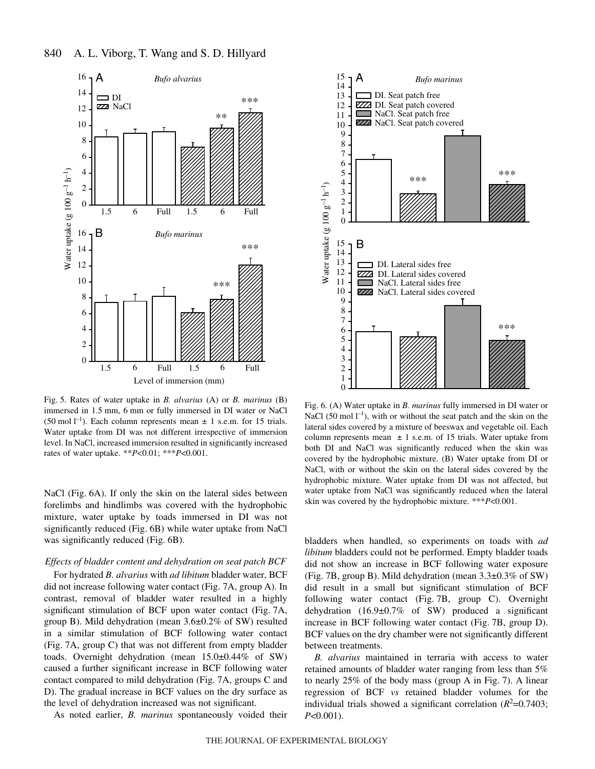Fig. 5. Rates of water uptake in *B. alvarius* (A) or *B. marinus* (B) immersed in 1.5 mm, 6 mm or fully immersed in DI water or NaCl (50 mol $l^{-1}$). Each column represents mean ± 1 s.e.m. for 15 trials. Water uptake from DI was not different irrespective of immersion level. In NaCl, increased immersion resulted in significantly increased rates of water uptake. \*\**P*<0.01; \*\*\**P*<0.001.

Fig. 6. (A) Water uptake in *B. marinus* fully immersed in DI water or NaCl (50 mol $l^{-1}$), with or without the seat patch and the skin on the lateral sides covered by a mixture of beeswax and vegetable oil. Each column represents mean ± 1 s.e.m. of 15 trials. Water uptake from both DI and NaCl was significantly reduced when the skin was covered by the hydrophobic mixture. (B) Water uptake from DI or NaCl, with or without the skin on the lateral sides covered by the hydrophobic mixture. Water uptake from DI was not affected, but water uptake from NaCl was significantly reduced when the lateral skin was covered by the hydrophobic mixture. \*\*\**P*<0.001.

NaCl (Fig. 6A). If only the skin on the lateral sides between forelimbs and hindlimbs was covered with the hydrophobic mixture, water uptake by toads immersed in DI was not significantly reduced (Fig. 6B) while water uptake from NaCl was significantly reduced (Fig. 6B).

### *Effects of bladder content and dehydration on seat patch BCF*

For hydrated *B. alvarius* with *ad libitum* bladder water, BCF did not increase following water contact (Fig. 7A, group A). In contrast, removal of bladder water resulted in a highly significant stimulation of BCF upon water contact (Fig. 7A, group B). Mild dehydration (mean 3.6±0.2% of SW) resulted in a similar stimulation of BCF following water contact (Fig. 7A, group C) that was not different from empty bladder toads. Overnight dehydration (mean 15.0±0.44% of SW) caused a further significant increase in BCF following water contact compared to mild dehydration (Fig. 7A, groups C and D). The gradual increase in BCF values on the dry surface as the level of dehydration increased was not significant.

As noted earlier, *B. marinus* spontaneously voided their bladders when handled, so experiments on toads with *ad libitum* bladders could not be performed. Empty bladder toads did not show an increase in BCF following water exposure (Fig. 7B, group B). Mild dehydration (mean 3.3±0.3% of SW) did result in a small but significant stimulation of BCF following water contact (Fig. 7B, group C). Overnight dehydration (16.9±0.7% of SW) produced a significant increase in BCF following water contact (Fig. 7B, group D). BCF values on the dry chamber were not significantly different between treatments.

*B. alvarius* maintained in terraria with access to water retained amounts of bladder water ranging from less than 5% to nearly 25% of the body mass (group A in Fig. 7). A linear regression of BCF *vs* retained bladder volumes for the individual trials showed a significant correlation ($R^2$=0.7403; *P*<0.001).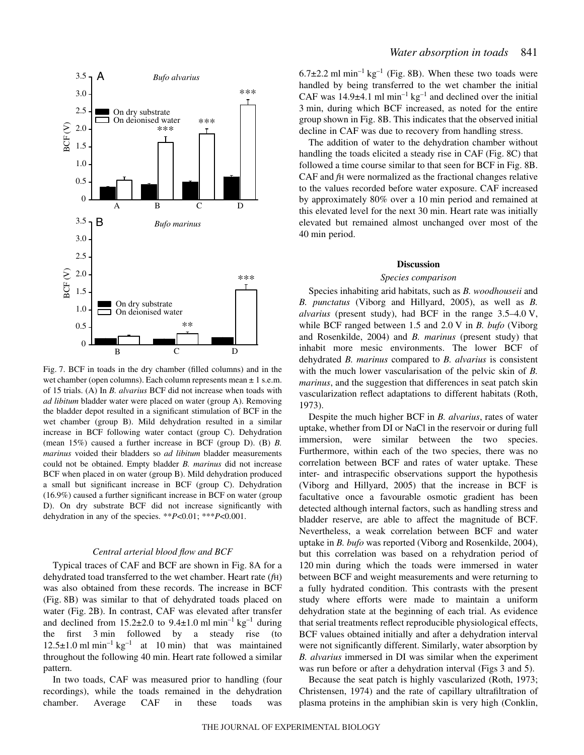Fig. 7. BCF in toads in the dry chamber (filled columns) and in the wet chamber (open columns). Each column represents mean ± 1 s.e.m. of 15 trials. (A) In *B. alvarius* BCF did not increase when toads with *ad libitum* bladder water were placed on water (group A). Removing the bladder depot resulted in a significant stimulation of BCF in the wet chamber (group B). Mild dehydration resulted in a similar increase in BCF following water contact (group C). Dehydration (mean 15%) caused a further increase in BCF (group D). (B) *B. marinus* voided their bladders so *ad libitum* bladder measurements could not be obtained. Empty bladder *B. marinus* did not increase BCF when placed in on water (group B). Mild dehydration produced a small but significant increase in BCF (group C). Dehydration (16.9%) caused a further significant increase in BCF on water (group D). On dry substrate BCF did not increase significantly with dehydration in any of the species. $^{**}P<0.01$; $^{***}P<0.001$.

### *Central arterial blood flow and BCF*

Typical traces of CAF and BCF are shown in Fig. 8A for a dehydrated toad transferred to the wet chamber. Heart rate ($f_H$) was also obtained from these records. The increase in BCF (Fig. 8B) was similar to that of dehydrated toads placed on water (Fig. 2B). In contrast, CAF was elevated after transfer and declined from 15.2±2.0 to 9.4±1.0 ml min$^{-1}$ kg$^{-1}$ during the first 3 min followed by a steady rise (to 12.5±1.0 ml min$^{-1}$ kg$^{-1}$ at 10 min) that was maintained throughout the following 40 min. Heart rate followed a similar pattern.

In two toads, CAF was measured prior to handling (four recordings), while the toads remained in the dehydration chamber. Average CAF in these toads was 6.7±2.2 ml min$^{-1}$ kg$^{-1}$ (Fig. 8B). When these two toads were handled by being transferred to the wet chamber the initial CAF was 14.9±4.1 ml min$^{-1}$ kg$^{-1}$ and declined over the initial 3 min, during which BCF increased, as noted for the entire group shown in Fig. 8B. This indicates that the observed initial decline in CAF was due to recovery from handling stress.

The addition of water to the dehydration chamber without handling the toads elicited a steady rise in CAF (Fig. 8C) that followed a time course similar to that seen for BCF in Fig. 8B. CAF and $f_H$ were normalized as the fractional changes relative to the values recorded before water exposure. CAF increased by approximately 80% over a 10 min period and remained at this elevated level for the next 30 min. Heart rate was initially elevated but remained almost unchanged over most of the 40 min period.

## Discussion

### *Species comparison*

Species inhabiting arid habitats, such as *B. woodhouseii* and *B. punctatus* (Viborg and Hillyard, 2005), as well as *B. alvarius* (present study), had BCF in the range 3.5–4.0 V, while BCF ranged between 1.5 and 2.0 V in *B. bufo* (Viborg and Rosenkilde, 2004) and *B. marinus* (present study) that inhabit more mesic environments. The lower BCF of dehydrated *B. marinus* compared to *B. alvarius* is consistent with the much lower vascularisation of the pelvic skin of *B. marinus*, and the suggestion that differences in seat patch skin vascularization reflect adaptations to different habitats (Roth, 1973).

Despite the much higher BCF in *B. alvarius*, rates of water uptake, whether from DI or NaCl in the reservoir or during full immersion, were similar between the two species. Furthermore, within each of the two species, there was no correlation between BCF and rates of water uptake. These inter- and intraspecific observations support the hypothesis (Viborg and Hillyard, 2005) that the increase in BCF is facultative once a favourable osmotic gradient has been detected although internal factors, such as handling stress and bladder reserve, are able to affect the magnitude of BCF. Nevertheless, a weak correlation between BCF and water uptake in *B. bufo* was reported (Viborg and Rosenkilde, 2004), but this correlation was based on a rehydration period of 120 min during which the toads were immersed in water between BCF and weight measurements and were returning to a fully hydrated condition. This contrasts with the present study where efforts were made to maintain a uniform dehydration state at the beginning of each trial. As evidence that serial treatments reflect reproducible physiological effects, BCF values obtained initially and after a dehydration interval were not significantly different. Similarly, water absorption by *B. alvarius* immersed in DI was similar when the experiment was run before or after a dehydration interval (Figs 3 and 5).

Because the seat patch is highly vascularized (Roth, 1973; Christensen, 1974) and the rate of capillary ultrafiltration of plasma proteins in the amphibian skin is very high (Conklin,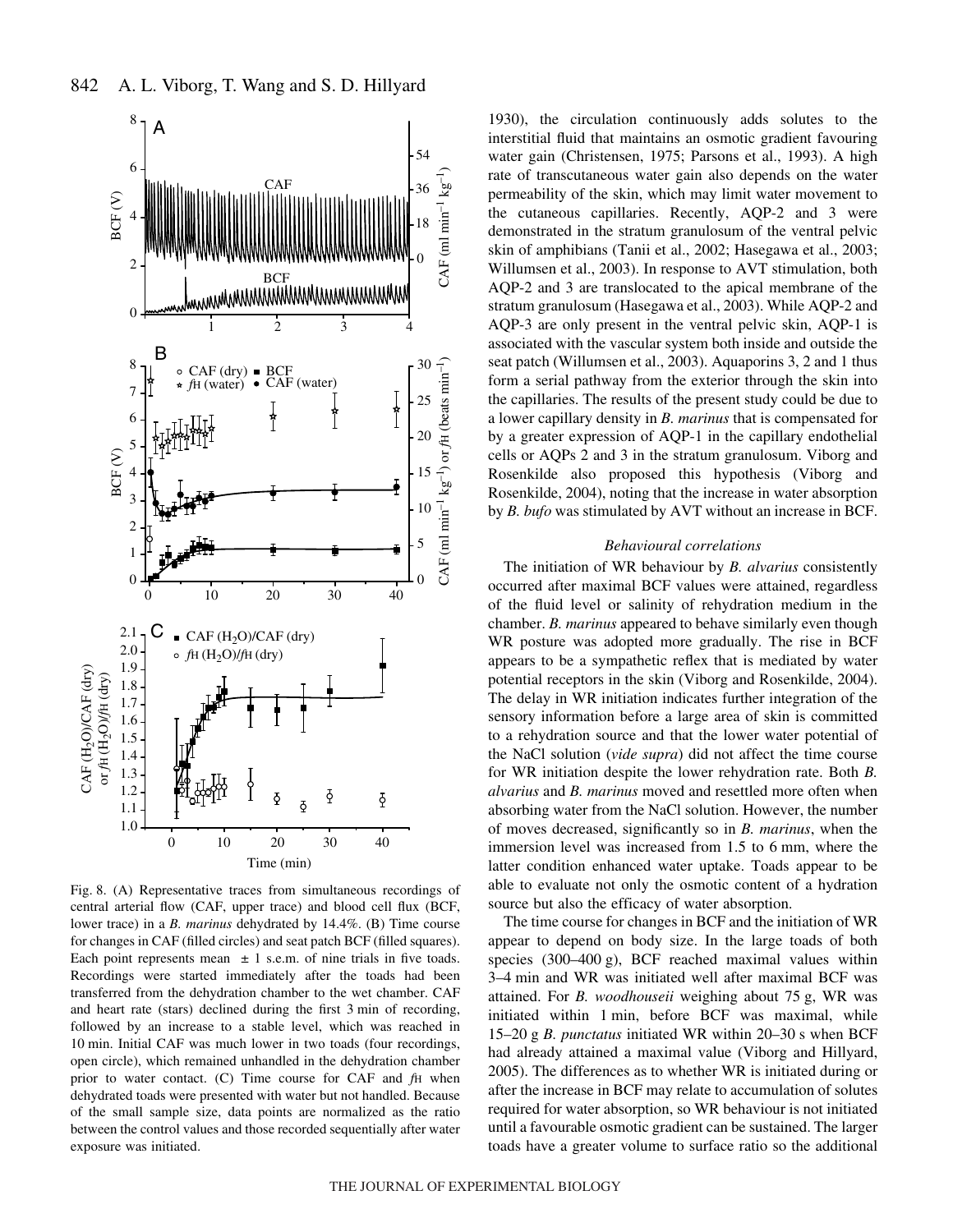Fig. 8. (A) Representative traces from simultaneous recordings of central arterial flow (CAF, upper trace) and blood cell flux (BCF, lower trace) in a *B. marinus* dehydrated by 14.4%. (B) Time course for changes in CAF (filled circles) and seat patch BCF (filled squares). Each point represents mean ± 1 s.e.m. of nine trials in five toads. Recordings were started immediately after the toads had been transferred from the dehydration chamber to the wet chamber. CAF and heart rate (stars) declined during the first 3 min of recording, followed by an increase to a stable level, which was reached in 10 min. Initial CAF was much lower in two toads (four recordings, open circle), which remained unhandled in the dehydration chamber prior to water contact. (C) Time course for CAF and $f_H$ when dehydrated toads were presented with water but not handled. Because of the small sample size, data points are normalized as the ratio between the control values and those recorded sequentially after water exposure was initiated.

1930), the circulation continuously adds solutes to the interstitial fluid that maintains an osmotic gradient favouring water gain (Christensen, 1975; Parsons et al., 1993). A high rate of transcutaneous water gain also depends on the water permeability of the skin, which may limit water movement to the cutaneous capillaries. Recently, AQP-2 and 3 were demonstrated in the stratum granulosum of the ventral pelvic skin of amphibians (Tanii et al., 2002; Hasegawa et al., 2003; Willumsen et al., 2003). In response to AVT stimulation, both AQP-2 and 3 are translocated to the apical membrane of the stratum granulosum (Hasegawa et al., 2003). While AQP-2 and AQP-3 are only present in the ventral pelvic skin, AQP-1 is associated with the vascular system both inside and outside the seat patch (Willumsen et al., 2003). Aquaporins 3, 2 and 1 thus form a serial pathway from the exterior through the skin into the capillaries. The results of the present study could be due to a lower capillary density in *B. marinus* that is compensated for by a greater expression of AQP-1 in the capillary endothelial cells or AQPs 2 and 3 in the stratum granulosum. Viborg and Rosenkilde also proposed this hypothesis (Viborg and Rosenkilde, 2004), noting that the increase in water absorption by *B. bufo* was stimulated by AVT without an increase in BCF.

### *Behavioural correlations*

The initiation of WR behaviour by *B. alvarius* consistently occurred after maximal BCF values were attained, regardless of the fluid level or salinity of rehydration medium in the chamber. *B. marinus* appeared to behave similarly even though WR posture was adopted more gradually. The rise in BCF appears to be a sympathetic reflex that is mediated by water potential receptors in the skin (Viborg and Rosenkilde, 2004). The delay in WR initiation indicates further integration of the sensory information before a large area of skin is committed to a rehydration source and that the lower water potential of the NaCl solution (*vide supra*) did not affect the time course for WR initiation despite the lower rehydration rate. Both *B. alvarius* and *B. marinus* moved and resettled more often when absorbing water from the NaCl solution. However, the number of moves decreased, significantly so in *B. marinus*, when the immersion level was increased from 1.5 to 6 mm, where the latter condition enhanced water uptake. Toads appear to be able to evaluate not only the osmotic content of a hydration source but also the efficacy of water absorption.

The time course for changes in BCF and the initiation of WR appear to depend on body size. In the large toads of both species (300–400 g), BCF reached maximal values within 3–4 min and WR was initiated well after maximal BCF was attained. For *B. woodhouseii* weighing about 75 g, WR was initiated within 1 min, before BCF was maximal, while 15–20 g *B. punctatus* initiated WR within 20–30 s when BCF had already attained a maximal value (Viborg and Hillyard, 2005). The differences as to whether WR is initiated during or after the increase in BCF may relate to accumulation of solutes required for water absorption, so WR behaviour is not initiated until a favourable osmotic gradient can be sustained. The larger toads have a greater volume to surface ratio so the additional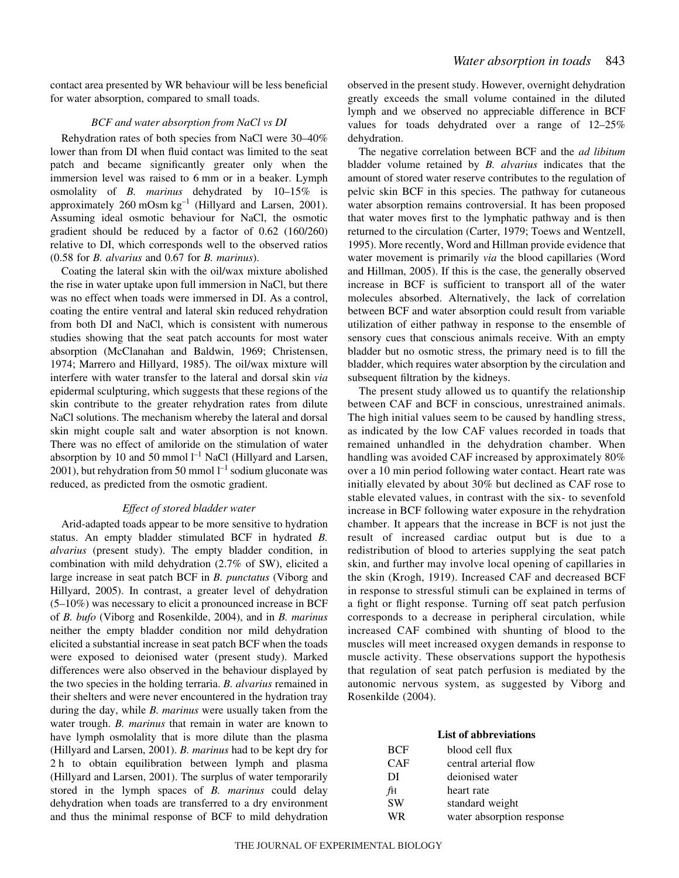contact area presented by WR behaviour will be less beneficial for water absorption, compared to small toads.

### *BCF and water absorption from NaCl vs DI*

Rehydration rates of both species from NaCl were 30–40% lower than from DI when fluid contact was limited to the seat patch and became significantly greater only when the immersion level was raised to 6 mm or in a beaker. Lymph osmolality of *B. marinus* dehydrated by 10–15% is approximately 260 mOsm $kg^{-1}$ (Hillyard and Larsen, 2001). Assuming ideal osmotic behaviour for NaCl, the osmotic gradient should be reduced by a factor of 0.62 (160/260) relative to DI, which corresponds well to the observed ratios (0.58 for *B. alvarius* and 0.67 for *B. marinus*).

Coating the lateral skin with the oil/wax mixture abolished the rise in water uptake upon full immersion in NaCl, but there was no effect when toads were immersed in DI. As a control, coating the entire ventral and lateral skin reduced rehydration from both DI and NaCl, which is consistent with numerous studies showing that the seat patch accounts for most water absorption (McClanahan and Baldwin, 1969; Christensen, 1974; Marrero and Hillyard, 1985). The oil/wax mixture will interfere with water transfer to the lateral and dorsal skin *via* epidermal sculpturing, which suggests that these regions of the skin contribute to the greater rehydration rates from dilute NaCl solutions. The mechanism whereby the lateral and dorsal skin might couple salt and water absorption is not known. There was no effect of amiloride on the stimulation of water absorption by 10 and 50 mmol $l^{-1}$ NaCl (Hillyard and Larsen, 2001), but rehydration from 50 mmol $l^{-1}$ sodium gluconate was reduced, as predicted from the osmotic gradient.

### *Effect of stored bladder water*

Arid-adapted toads appear to be more sensitive to hydration status. An empty bladder stimulated BCF in hydrated *B. alvarius* (present study). The empty bladder condition, in combination with mild dehydration (2.7% of SW), elicited a large increase in seat patch BCF in *B. punctatus* (Viborg and Hillyard, 2005). In contrast, a greater level of dehydration (5–10%) was necessary to elicit a pronounced increase in BCF of *B. bufo* (Viborg and Rosenkilde, 2004), and in *B. marinus* neither the empty bladder condition nor mild dehydration elicited a substantial increase in seat patch BCF when the toads were exposed to deionised water (present study). Marked differences were also observed in the behaviour displayed by the two species in the holding terraria. *B. alvarius* remained in their shelters and were never encountered in the hydration tray during the day, while *B. marinus* were usually taken from the water trough. *B. marinus* that remain in water are known to have lymph osmolality that is more dilute than the plasma (Hillyard and Larsen, 2001). *B. marinus* had to be kept dry for 2 h to obtain equilibration between lymph and plasma (Hillyard and Larsen, 2001). The surplus of water temporarily stored in the lymph spaces of *B. marinus* could delay dehydration when toads are transferred to a dry environment and thus the minimal response of BCF to mild dehydration observed in the present study. However, overnight dehydration greatly exceeds the small volume contained in the diluted lymph and we observed no appreciable difference in BCF values for toads dehydrated over a range of 12–25% dehydration.

The negative correlation between BCF and the *ad libitum* bladder volume retained by *B. alvarius* indicates that the amount of stored water reserve contributes to the regulation of pelvic skin BCF in this species. The pathway for cutaneous water absorption remains controversial. It has been proposed that water moves first to the lymphatic pathway and is then returned to the circulation (Carter, 1979; Toews and Wentzell, 1995). More recently, Word and Hillman provide evidence that water movement is primarily *via* the blood capillaries (Word and Hillman, 2005). If this is the case, the generally observed increase in BCF is sufficient to transport all of the water molecules absorbed. Alternatively, the lack of correlation between BCF and water absorption could result from variable utilization of either pathway in response to the ensemble of sensory cues that conscious animals receive. With an empty bladder but no osmotic stress, the primary need is to fill the bladder, which requires water absorption by the circulation and subsequent filtration by the kidneys.

The present study allowed us to quantify the relationship between CAF and BCF in conscious, unrestrained animals. The high initial values seem to be caused by handling stress, as indicated by the low CAF values recorded in toads that remained unhandled in the dehydration chamber. When handling was avoided CAF increased by approximately 80% over a 10 min period following water contact. Heart rate was initially elevated by about 30% but declined as CAF rose to stable elevated values, in contrast with the six- to sevenfold increase in BCF following water exposure in the rehydration chamber. It appears that the increase in BCF is not just the result of increased cardiac output but is due to a redistribution of blood to arteries supplying the seat patch skin, and further may involve local opening of capillaries in the skin (Krogh, 1919). Increased CAF and decreased BCF in response to stressful stimuli can be explained in terms of a fight or flight response. Turning off seat patch perfusion corresponds to a decrease in peripheral circulation, while increased CAF combined with shunting of blood to the muscles will meet increased oxygen demands in response to muscle activity. These observations support the hypothesis that regulation of seat patch perfusion is mediated by the autonomic nervous system, as suggested by Viborg and Rosenkilde (2004).

### List of abbreviations

| | |
|---|---|
| BCF | blood cell flux |
| CAF | central arterial flow |
| DI | deionised water |
| $f_H$ | heart rate |
| SW | standard weight |
| WR | water absorption response |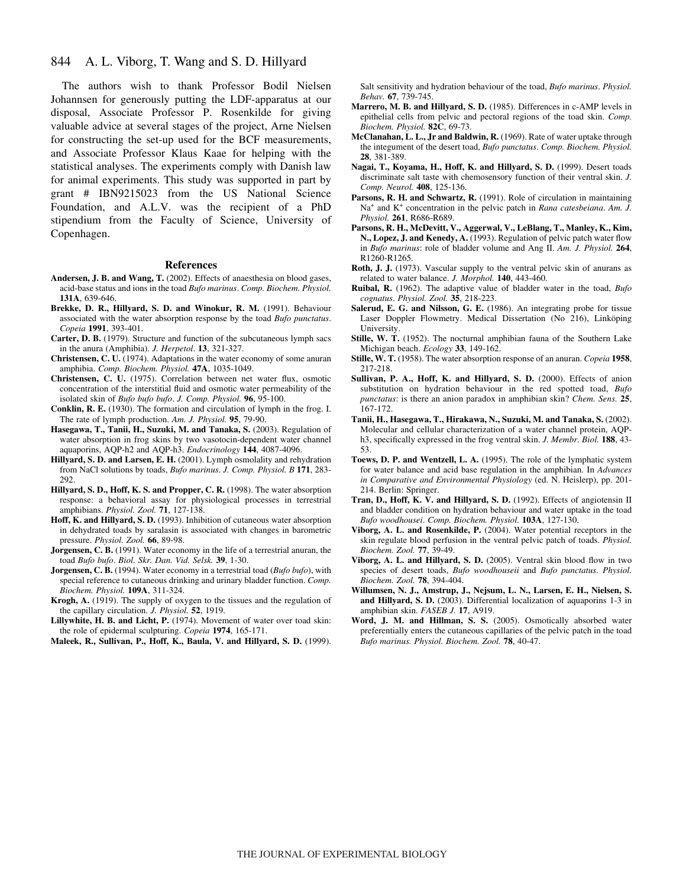The authors wish to thank Professor Bodil Nielsen Johannsen for generously putting the LDF-apparatus at our disposal, Associate Professor P. Rosenkilde for giving valuable advice at several stages of the project, Arne Nielsen for constructing the set-up used for the BCF measurements, and Associate Professor Klaus Kaae for helping with the statistical analyses. The experiments comply with Danish law for animal experiments. This study was supported in part by grant # IBN9215023 from the US National Science Foundation, and A.L.V. was the recipient of a PhD stipendium from the Faculty of Science, University of Copenhagen.

## References

**Andersen, J. B. and Wang, T.** (2002). Effects of anaesthesia on blood gases, acid-base status and ions in the toad *Bufo marinus*. *Comp. Biochem. Physiol.* **131A**, 639-646.

**Brekke, D. R., Hillyard, S. D. and Winokur, R. M.** (1991). Behaviour associated with the water absorption response by the toad *Bufo punctatus*. *Copeia* **1991**, 393-401.

**Carter, D. B.** (1979). Structure and function of the subcutaneous lymph sacs in the anura (Amphibia). *J. Herpetol*. **13**, 321-327.

**Christensen, C. U.** (1974). Adaptations in the water economy of some anuran amphibia. *Comp. Biochem. Physiol.* **47A**, 1035-1049.

**Christensen, C. U.** (1975). Correlation between net water flux, osmotic concentration of the interstitial fluid and osmotic water permeability of the isolated skin of *Bufo bufo bufo*. *J. Comp. Physiol.* **96**, 95-100.

**Conklin, R. E.** (1930). The formation and circulation of lymph in the frog. I. The rate of lymph production. *Am. J. Physiol.* **95**, 79-90.

**Hasegawa, T., Tanii, H., Suzuki, M. and Tanaka, S.** (2003). Regulation of water absorption in frog skins by two vasotocin-dependent water channel aquaporins, AQP-h2 and AQP-h3. *Endocrinology* **144**, 4087-4096.

**Hillyard, S. D. and Larsen, E. H.** (2001). Lymph osmolality and rehydration from NaCl solutions by toads, *Bufo marinus*. *J. Comp. Physiol. B* **171**, 283-292.

**Hillyard, S. D., Hoff, K. S. and Propper, C. R.** (1998). The water absorption response: a behavioral assay for physiological processes in terrestrial amphibians. *Physiol. Zool.* **71**, 127-138.

**Hoff, K. and Hillyard, S. D.** (1993). Inhibition of cutaneous water absorption in dehydrated toads by saralasin is associated with changes in barometric pressure. *Physiol. Zool.* **66**, 89-98.

**Jorgensen, C. B.** (1991). Water economy in the life of a terrestrial anuran, the toad *Bufo bufo*. *Biol. Skr. Dan. Vid. Selsk.* **39**, 1-30.

**Jorgensen, C. B.** (1994). Water economy in a terrestrial toad (*Bufo bufo*), with special reference to cutaneous drinking and urinary bladder function. *Comp. Biochem. Physiol.* **109A**, 311-324.

**Krogh, A.** (1919). The supply of oxygen to the tissues and the regulation of the capillary circulation. *J. Physiol.* **52**, 1919.

**Lillywhite, H. B. and Licht, P.** (1974). Movement of water over toad skin: the role of epidermal sculpturing. *Copeia* **1974**, 165-171.

**Maleek, R., Sullivan, P., Hoff, K., Baula, V. and Hillyard, S. D.** (1999). Salt sensitivity and hydration behaviour of the toad, *Bufo marinus*. *Physiol. Behav.* **67**, 739-745.

**Marrero, M. B. and Hillyard, S. D.** (1985). Differences in c-AMP levels in epithelial cells from pelvic and pectoral regions of the toad skin. *Comp. Biochem. Physiol.* **82C**, 69-73.

**McClanahan, L. L., Jr and Baldwin, R.** (1969). Rate of water uptake through the integument of the desert toad, *Bufo punctatus*. *Comp. Biochem. Physiol.* **28**, 381-389.

**Nagai, T., Koyama, H., Hoff, K. and Hillyard, S. D.** (1999). Desert toads discriminate salt taste with chemosensory function of their ventral skin. *J. Comp. Neurol.* **408**, 125-136.

**Parsons, R. H. and Schwartz, R.** (1991). Role of circulation in maintaining $Na^+$ and $K^+$ concentration in the pelvic patch in *Rana catesbeiana*. *Am. J. Physiol.* **261**, R686-R689.

**Parsons, R. H., McDevitt, V., Aggerwal, V., LeBlang, T., Manley, K., Kim, N., Lopez, J. and Kenedy, A.** (1993). Regulation of pelvic patch water flow in *Bufo marinus*: role of bladder volume and Ang II. *Am. J. Physiol.* **264**, R1260-R1265.

**Roth, J. J.** (1973). Vascular supply to the ventral pelvic skin of anurans as related to water balance. *J. Morphol.* **140**, 443-460.

**Ruibal, R.** (1962). The adaptive value of bladder water in the toad, *Bufo cognatus*. *Physiol. Zool.* **35**, 218-223.

**Salerud, E. G. and Nilsson, G. E.** (1986). An integrating probe for tissue Laser Doppler Flowmetry. Medical Dissertation (No 216), Linköping University.

**Stille, W. T.** (1952). The nocturnal amphibian fauna of the Southern Lake Michigan beach. *Ecology* **33**, 149-162.

**Stille, W. T.** (1958). The water absorption response of an anuran. *Copeia* **1958**, 217-218.

**Sullivan, P. A., Hoff, K. and Hillyard, S. D.** (2000). Effects of anion substitution on hydration behaviour in the red spotted toad, *Bufo punctatus*: is there an anion paradox in amphibian skin? *Chem. Sens.* **25**, 167-172.

**Tanii, H., Hasegawa, T., Hirakawa, N., Suzuki, M. and Tanaka, S.** (2002). Molecular and cellular characterization of a water channel protein, AQP-h3, specifically expressed in the frog ventral skin. *J. Membr. Biol.* **188**, 43-53.

**Toews, D. P. and Wentzell, L. A.** (1995). The role of the lymphatic system for water balance and acid base regulation in the amphibian. In *Advances in Comparative and Environmental Physiology* (ed. N. Heislerp), pp. 201-214. Berlin: Springer.

**Tran, D., Hoff, K. V. and Hillyard, S. D.** (1992). Effects of angiotensin II and bladder condition on hydration behaviour and water uptake in the toad *Bufo woodhousei*. *Comp. Biochem. Physiol.* **103A**, 127-130.

**Viborg, A. L. and Rosenkilde, P.** (2004). Water potential receptors in the skin regulate blood perfusion in the ventral pelvic patch of toads. *Physiol. Biochem. Zool.* **77**, 39-49.

**Viborg, A. L. and Hillyard, S. D.** (2005). Ventral skin blood flow in two species of desert toads, *Bufo woodhouseii* and *Bufo punctatus*. *Physiol. Biochem. Zool.* **78**, 394-404.

**Willumsen, N. J., Amstrup, J., Nejsum, L. N., Larsen, E. H., Nielsen, S. and Hillyard, S. D.** (2003). Differential localization of aquaporins 1-3 in amphibian skin. *FASEB J.* **17**, A919.

**Word, J. M. and Hillman, S. S.** (2005). Osmotically absorbed water preferentially enters the cutaneous capillaries of the pelvic patch in the toad *Bufo marinus. Physiol. Biochem. Zool.* **78**, 40-47.